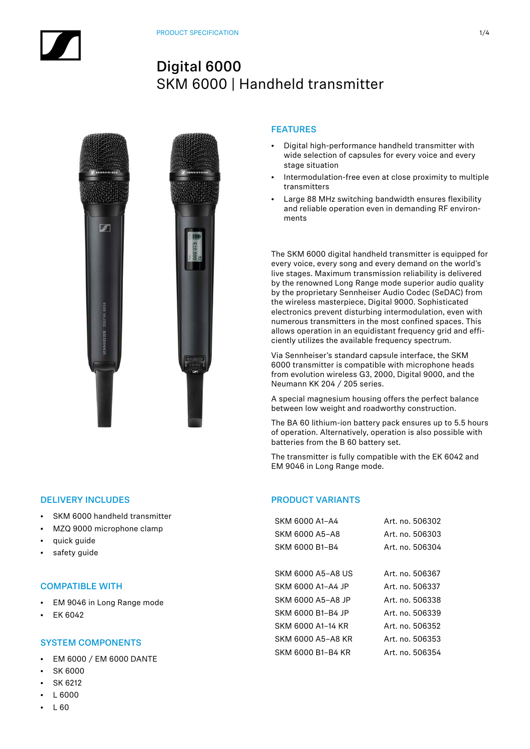PRODUCT SPECIFICATION

# Digital 6000
## SKM 6000 | Handheld transmitter

### FEATURES

- Digital high-performance handheld transmitter with wide selection of capsules for every voice and every stage situation
- Intermodulation-free even at close proximity to multiple transmitters
- Large 88 MHz switching bandwidth ensures flexibility and reliable operation even in demanding RF environments

The SKM 6000 digital handheld transmitter is equipped for every voice, every song and every demand on the world's live stages. Maximum transmission reliability is delivered by the renowned Long Range mode superior audio quality by the proprietary Sennheiser Audio Codec (SeDAC) from the wireless masterpiece, Digital 9000. Sophisticated electronics prevent disturbing intermodulation, even with numerous transmitters in the most confined spaces. This allows operation in an equidistant frequency grid and efficiently utilizes the available frequency spectrum.

Via Sennheiser's standard capsule interface, the SKM 6000 transmitter is compatible with microphone heads from evolution wireless G3, 2000, Digital 9000, and the Neumann KK 204 / 205 series.

A special magnesium housing offers the perfect balance between low weight and roadworthy construction.

The BA 60 lithium-ion battery pack ensures up to 5.5 hours of operation. Alternatively, operation is also possible with batteries from the B 60 battery set.

The transmitter is fully compatible with the EK 6042 and EM 9046 in Long Range mode.

### DELIVERY INCLUDES

- SKM 6000 handheld transmitter
- MZQ 9000 microphone clamp
- quick guide
- safety guide

### COMPATIBLE WITH

- EM 9046 in Long Range mode
- EK 6042

### SYSTEM COMPONENTS

- EM 6000 / EM 6000 DANTE
- SK 6000
- SK 6212
- L 6000
- L 60

### PRODUCT VARIANTS

| | |
|---|---|
| SKM 6000 A1–A4 | Art. no. 506302 |
| SKM 6000 A5–A8 | Art. no. 506303 |
| SKM 6000 B1–B4 | Art. no. 506304 |
| | |
| SKM 6000 A5–A8 US | Art. no. 506367 |
| SKM 6000 A1–A4 JP | Art. no. 506337 |
| SKM 6000 A5–A8 JP | Art. no. 506338 |
| SKM 6000 B1–B4 JP | Art. no. 506339 |
| SKM 6000 A1–14 KR | Art. no. 506352 |
| SKM 6000 A5–A8 KR | Art. no. 506353 |
| SKM 6000 B1–B4 KR | Art. no. 506354 |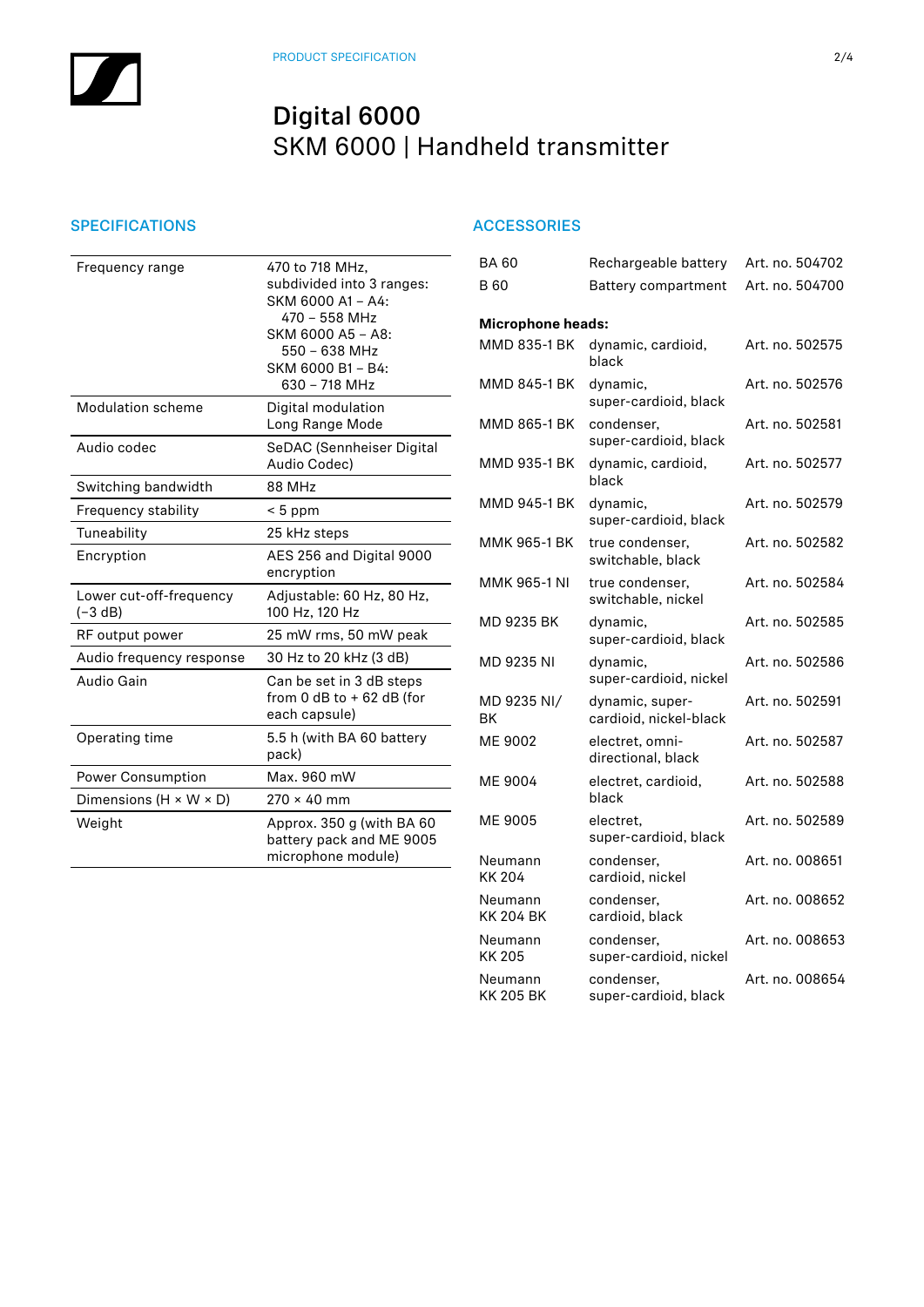# Digital 6000

## SKM 6000 | Handheld transmitter

## SPECIFICATIONS

| | |
|---|---|
| Frequency range | 470 to 718 MHz, subdivided into 3 ranges: SKM 6000 A1 – A4: 470 – 558 MHz SKM 6000 A5 – A8: 550 – 638 MHz SKM 6000 B1 – B4: 630 – 718 MHz |
| Modulation scheme | Digital modulation Long Range Mode |
| Audio codec | SeDAC (Sennheiser Digital Audio Codec) |
| Switching bandwidth | 88 MHz |
| Frequency stability | < 5 ppm |
| Tuneability | 25 kHz steps |
| Encryption | AES 256 and Digital 9000 encryption |
| Lower cut-off-frequency (−3 dB) | Adjustable: 60 Hz, 80 Hz, 100 Hz, 120 Hz |
| RF output power | 25 mW rms, 50 mW peak |
| Audio frequency response | 30 Hz to 20 kHz (3 dB) |
| Audio Gain | Can be set in 3 dB steps from 0 dB to + 62 dB (for each capsule) |
| Operating time | 5.5 h (with BA 60 battery pack) |
| Power Consumption | Max. 960 mW |
| Dimensions (H × W × D) | 270 × 40 mm |
| Weight | Approx. 350 g (with BA 60 battery pack and ME 9005 microphone module) |

## ACCESSORIES

| | | |
|---|---|---|
| BA 60 | Rechargeable battery | Art. no. 504702 |
| B 60 | Battery compartment | Art. no. 504700 |

**Microphone heads:**

| | | |
|---|---|---|
| MMD 835-1 BK | dynamic, cardioid, black | Art. no. 502575 |
| MMD 845-1 BK | dynamic, super-cardioid, black | Art. no. 502576 |
| MMD 865-1 BK | condenser, super-cardioid, black | Art. no. 502581 |
| MMD 935-1 BK | dynamic, cardioid, black | Art. no. 502577 |
| MMD 945-1 BK | dynamic, super-cardioid, black | Art. no. 502579 |
| MMK 965-1 BK | true condenser, switchable, black | Art. no. 502582 |
| MMK 965-1 NI | true condenser, switchable, nickel | Art. no. 502584 |
| MD 9235 BK | dynamic, super-cardioid, black | Art. no. 502585 |
| MD 9235 NI | dynamic, super-cardioid, nickel | Art. no. 502586 |
| MD 9235 NI/BK | dynamic, super-cardioid, nickel-black | Art. no. 502591 |
| ME 9002 | electret, omni-directional, black | Art. no. 502587 |
| ME 9004 | electret, cardioid, black | Art. no. 502588 |
| ME 9005 | electret, super-cardioid, black | Art. no. 502589 |
| Neumann KK 204 | condenser, cardioid, nickel | Art. no. 008651 |
| Neumann KK 204 BK | condenser, cardioid, black | Art. no. 008652 |
| Neumann KK 205 | condenser, super-cardioid, nickel | Art. no. 008653 |
| Neumann KK 205 BK | condenser, super-cardioid, black | Art. no. 008654 |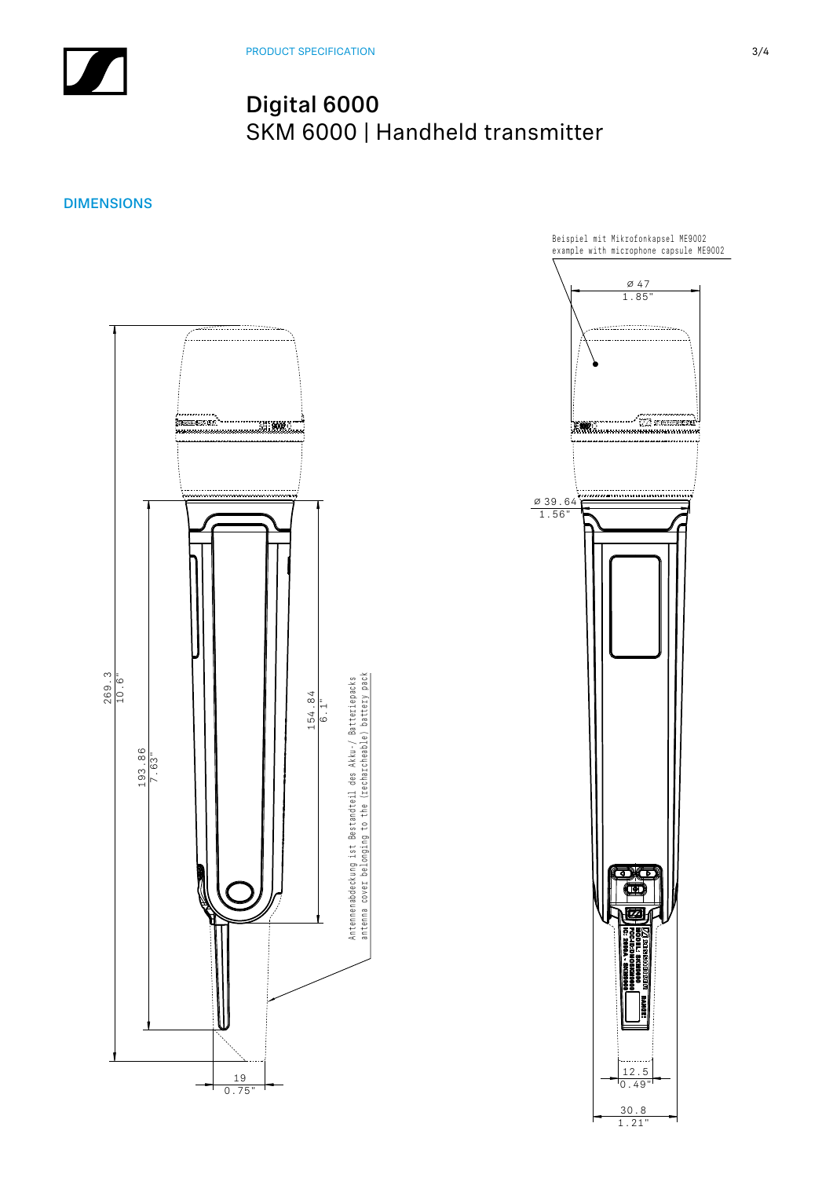PRODUCT SPECIFICATION

# Digital 6000

SKM 6000 | Handheld transmitter

## DIMENSIONS

Beispiel mit Mikrofonkapsel ME9002
example with microphone capsule ME9002

Ø 47
1.85"

Ø 39.64
1.56"

269.3
10.6"

193.86
7.63"

154.84
6.1"

Antennenabdeckung ist Bestandteil des Akku-/ Batteriepacks
antenna cover belonging to the (rechargeable) battery pack

19
0.75"

12.5
0.49"

30.8
1.21"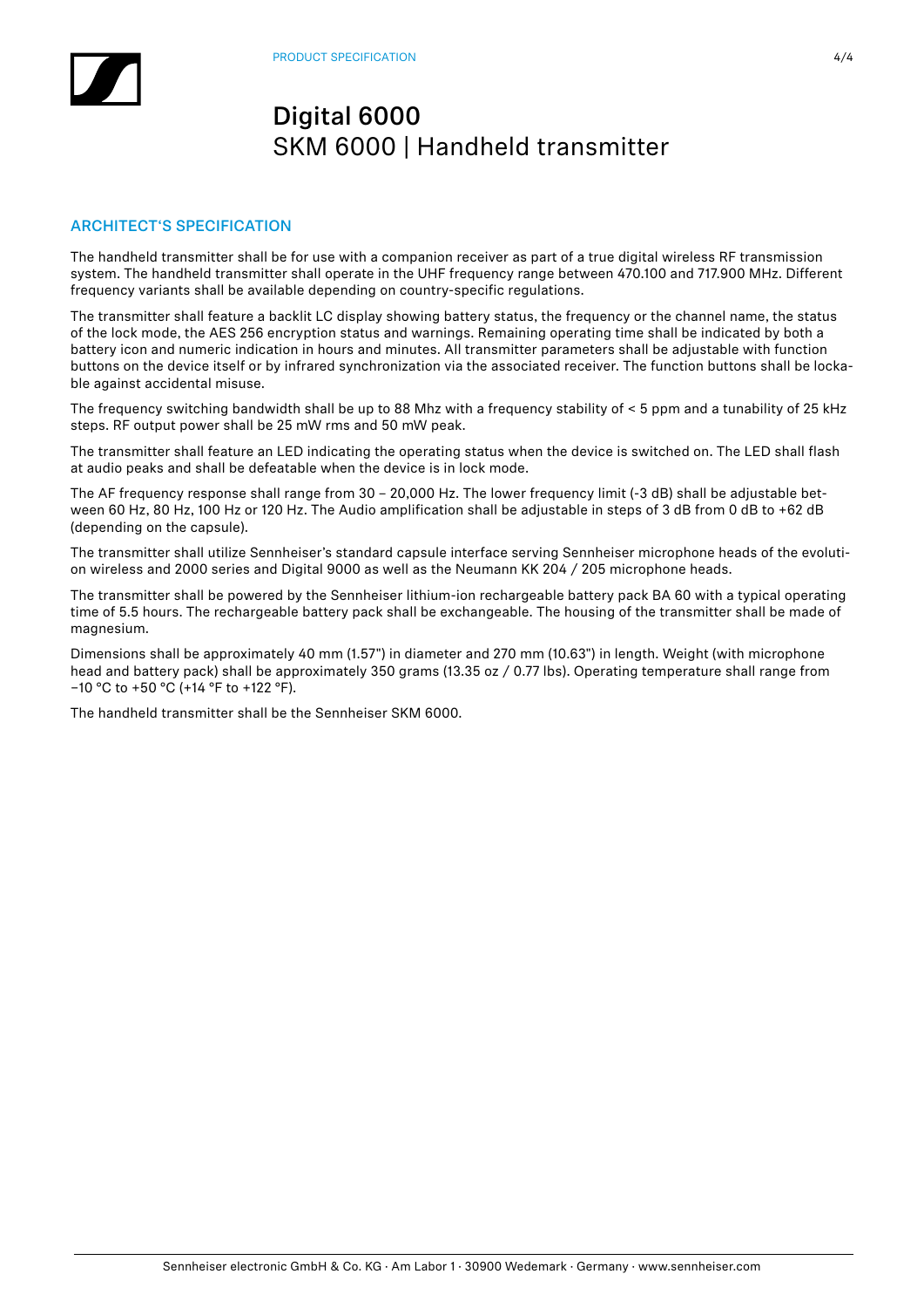# Digital 6000

## SKM 6000 | Handheld transmitter

### ARCHITECT'S SPECIFICATION

The handheld transmitter shall be for use with a companion receiver as part of a true digital wireless RF transmission system. The handheld transmitter shall operate in the UHF frequency range between 470.100 and 717.900 MHz. Different frequency variants shall be available depending on country-specific regulations.

The transmitter shall feature a backlit LC display showing battery status, the frequency or the channel name, the status of the lock mode, the AES 256 encryption status and warnings. Remaining operating time shall be indicated by both a battery icon and numeric indication in hours and minutes. All transmitter parameters shall be adjustable with function buttons on the device itself or by infrared synchronization via the associated receiver. The function buttons shall be lockable against accidental misuse.

The frequency switching bandwidth shall be up to 88 Mhz with a frequency stability of < 5 ppm and a tunability of 25 kHz steps. RF output power shall be 25 mW rms and 50 mW peak.

The transmitter shall feature an LED indicating the operating status when the device is switched on. The LED shall flash at audio peaks and shall be defeatable when the device is in lock mode.

The AF frequency response shall range from 30 – 20,000 Hz. The lower frequency limit (-3 dB) shall be adjustable between 60 Hz, 80 Hz, 100 Hz or 120 Hz. The Audio amplification shall be adjustable in steps of 3 dB from 0 dB to +62 dB (depending on the capsule).

The transmitter shall utilize Sennheiser's standard capsule interface serving Sennheiser microphone heads of the evolution wireless and 2000 series and Digital 9000 as well as the Neumann KK 204 / 205 microphone heads.

The transmitter shall be powered by the Sennheiser lithium-ion rechargeable battery pack BA 60 with a typical operating time of 5.5 hours. The rechargeable battery pack shall be exchangeable. The housing of the transmitter shall be made of magnesium.

Dimensions shall be approximately 40 mm (1.57") in diameter and 270 mm (10.63") in length. Weight (with microphone head and battery pack) shall be approximately 350 grams (13.35 oz / 0.77 lbs). Operating temperature shall range from −10 °C to +50 °C (+14 °F to +122 °F).

The handheld transmitter shall be the Sennheiser SKM 6000.